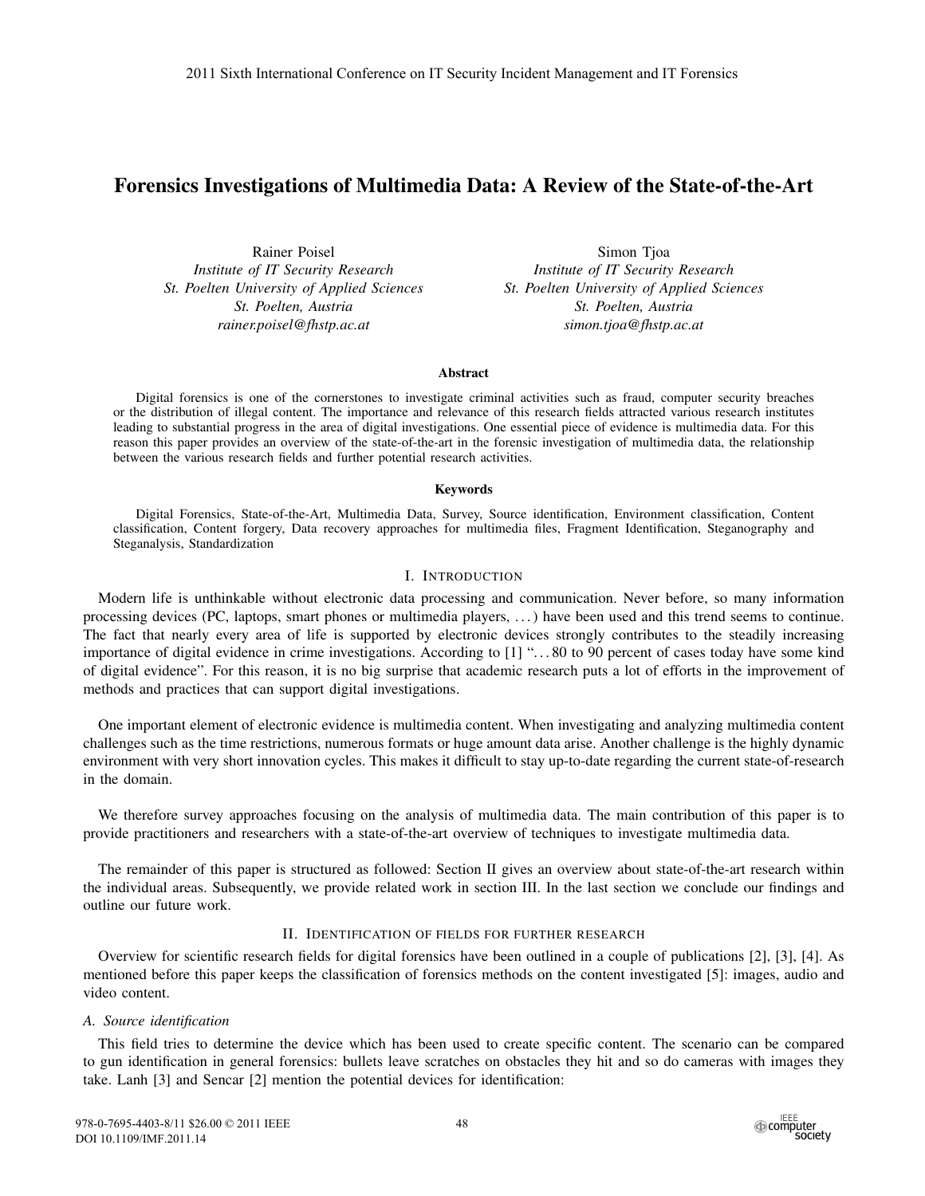# Forensics Investigations of Multimedia Data: A Review of the State-of-the-Art

Rainer Poisel
*Institute of IT Security Research*
*St. Poelten University of Applied Sciences*
*St. Poelten, Austria*
*rainer.poisel@fhstp.ac.at*

Simon Tjoa
*Institute of IT Security Research*
*St. Poelten University of Applied Sciences*
*St. Poelten, Austria*
*simon.tjoa@fhstp.ac.at*

## Abstract

Digital forensics is one of the cornerstones to investigate criminal activities such as fraud, computer security breaches or the distribution of illegal content. The importance and relevance of this research fields attracted various research institutes leading to substantial progress in the area of digital investigations. One essential piece of evidence is multimedia data. For this reason this paper provides an overview of the state-of-the-art in the forensic investigation of multimedia data, the relationship between the various research fields and further potential research activities.

## Keywords

Digital Forensics, State-of-the-Art, Multimedia Data, Survey, Source identification, Environment classification, Content classification, Content forgery, Data recovery approaches for multimedia files, Fragment Identification, Steganography and Steganalysis, Standardization

## I. Introduction

Modern life is unthinkable without electronic data processing and communication. Never before, so many information processing devices (PC, laptops, smart phones or multimedia players, ...) have been used and this trend seems to continue. The fact that nearly every area of life is supported by electronic devices strongly contributes to the steadily increasing importance of digital evidence in crime investigations. According to [1] "...80 to 90 percent of cases today have some kind of digital evidence". For this reason, it is no big surprise that academic research puts a lot of efforts in the improvement of methods and practices that can support digital investigations.

One important element of electronic evidence is multimedia content. When investigating and analyzing multimedia content challenges such as the time restrictions, numerous formats or huge amount data arise. Another challenge is the highly dynamic environment with very short innovation cycles. This makes it difficult to stay up-to-date regarding the current state-of-research in the domain.

We therefore survey approaches focusing on the analysis of multimedia data. The main contribution of this paper is to provide practitioners and researchers with a state-of-the-art overview of techniques to investigate multimedia data.

The remainder of this paper is structured as followed: Section II gives an overview about state-of-the-art research within the individual areas. Subsequently, we provide related work in section III. In the last section we conclude our findings and outline our future work.

## II. Identification of fields for further research

Overview for scientific research fields for digital forensics have been outlined in a couple of publications [2], [3], [4]. As mentioned before this paper keeps the classification of forensics methods on the content investigated [5]: images, audio and video content.

### A. Source identification

This field tries to determine the device which has been used to create specific content. The scenario can be compared to gun identification in general forensics: bullets leave scratches on obstacles they hit and so do cameras with images they take. Lanh [3] and Sencar [2] mention the potential devices for identification: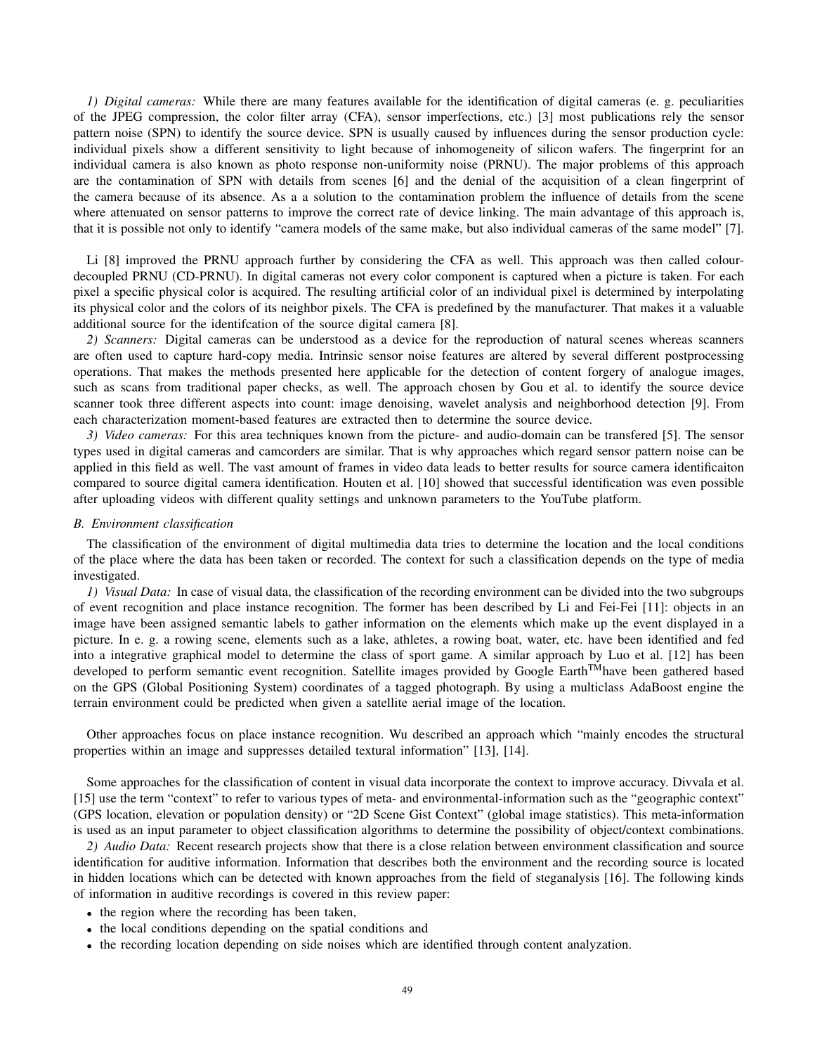*1) Digital cameras:* While there are many features available for the identification of digital cameras (e. g. peculiarities of the JPEG compression, the color filter array (CFA), sensor imperfections, etc.) [3] most publications rely the sensor pattern noise (SPN) to identify the source device. SPN is usually caused by influences during the sensor production cycle: individual pixels show a different sensitivity to light because of inhomogeneity of silicon wafers. The fingerprint for an individual camera is also known as photo response non-uniformity noise (PRNU). The major problems of this approach are the contamination of SPN with details from scenes [6] and the denial of the acquisition of a clean fingerprint of the camera because of its absence. As a a solution to the contamination problem the influence of details from the scene where attenuated on sensor patterns to improve the correct rate of device linking. The main advantage of this approach is, that it is possible not only to identify "camera models of the same make, but also individual cameras of the same model" [7].

Li [8] improved the PRNU approach further by considering the CFA as well. This approach was then called colour-decoupled PRNU (CD-PRNU). In digital cameras not every color component is captured when a picture is taken. For each pixel a specific physical color is acquired. The resulting artificial color of an individual pixel is determined by interpolating its physical color and the colors of its neighbor pixels. The CFA is predefined by the manufacturer. That makes it a valuable additional source for the identifcation of the source digital camera [8].

*2) Scanners:* Digital cameras can be understood as a device for the reproduction of natural scenes whereas scanners are often used to capture hard-copy media. Intrinsic sensor noise features are altered by several different postprocessing operations. That makes the methods presented here applicable for the detection of content forgery of analogue images, such as scans from traditional paper checks, as well. The approach chosen by Gou et al. to identify the source device scanner took three different aspects into count: image denoising, wavelet analysis and neighborhood detection [9]. From each characterization moment-based features are extracted then to determine the source device.

*3) Video cameras:* For this area techniques known from the picture- and audio-domain can be transfered [5]. The sensor types used in digital cameras and camcorders are similar. That is why approaches which regard sensor pattern noise can be applied in this field as well. The vast amount of frames in video data leads to better results for source camera identificaiton compared to source digital camera identification. Houten et al. [10] showed that successful identification was even possible after uploading videos with different quality settings and unknown parameters to the YouTube platform.

### *B. Environment classification*

The classification of the environment of digital multimedia data tries to determine the location and the local conditions of the place where the data has been taken or recorded. The context for such a classification depends on the type of media investigated.

*1) Visual Data:* In case of visual data, the classification of the recording environment can be divided into the two subgroups of event recognition and place instance recognition. The former has been described by Li and Fei-Fei [11]: objects in an image have been assigned semantic labels to gather information on the elements which make up the event displayed in a picture. In e. g. a rowing scene, elements such as a lake, athletes, a rowing boat, water, etc. have been identified and fed into a integrative graphical model to determine the class of sport game. A similar approach by Luo et al. [12] has been developed to perform semantic event recognition. Satellite images provided by Google Earth™have been gathered based on the GPS (Global Positioning System) coordinates of a tagged photograph. By using a multiclass AdaBoost engine the terrain environment could be predicted when given a satellite aerial image of the location.

Other approaches focus on place instance recognition. Wu described an approach which "mainly encodes the structural properties within an image and suppresses detailed textural information" [13], [14].

Some approaches for the classification of content in visual data incorporate the context to improve accuracy. Divvala et al. [15] use the term "context" to refer to various types of meta- and environmental-information such as the "geographic context" (GPS location, elevation or population density) or "2D Scene Gist Context" (global image statistics). This meta-information is used as an input parameter to object classification algorithms to determine the possibility of object/context combinations.

*2) Audio Data:* Recent research projects show that there is a close relation between environment classification and source identification for auditive information. Information that describes both the environment and the recording source is located in hidden locations which can be detected with known approaches from the field of steganalysis [16]. The following kinds of information in auditive recordings is covered in this review paper:

- the region where the recording has been taken,
- the local conditions depending on the spatial conditions and
- the recording location depending on side noises which are identified through content analyzation.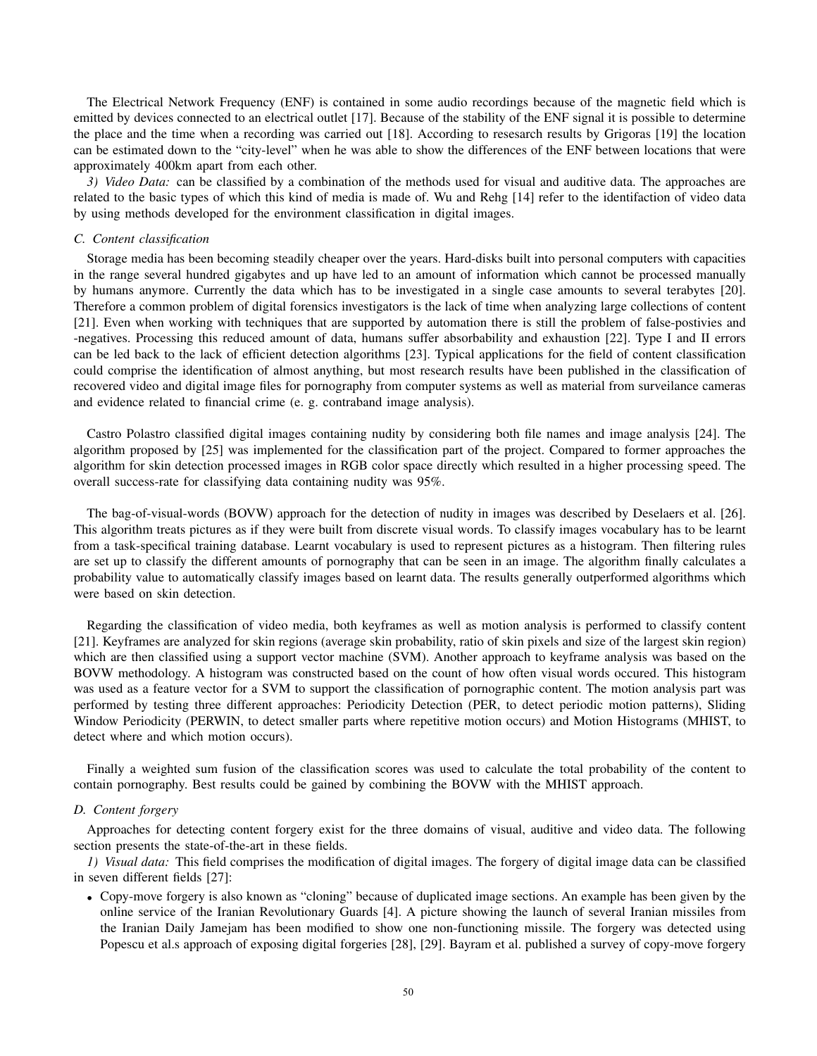The Electrical Network Frequency (ENF) is contained in some audio recordings because of the magnetic field which is emitted by devices connected to an electrical outlet [17]. Because of the stability of the ENF signal it is possible to determine the place and the time when a recording was carried out [18]. According to resesearch results by Grigoras [19] the location can be estimated down to the "city-level" when he was able to show the differences of the ENF between locations that were approximately 400km apart from each other.

*3) Video Data:* can be classified by a combination of the methods used for visual and auditive data. The approaches are related to the basic types of which this kind of media is made of. Wu and Rehg [14] refer to the identifaction of video data by using methods developed for the environment classification in digital images.

### C. Content classification

Storage media has been becoming steadily cheaper over the years. Hard-disks built into personal computers with capacities in the range several hundred gigabytes and up have led to an amount of information which cannot be processed manually by humans anymore. Currently the data which has to be investigated in a single case amounts to several terabytes [20]. Therefore a common problem of digital forensics investigators is the lack of time when analyzing large collections of content [21]. Even when working with techniques that are supported by automation there is still the problem of false-postivies and -negatives. Processing this reduced amount of data, humans suffer absorbability and exhaustion [22]. Type I and II errors can be led back to the lack of efficient detection algorithms [23]. Typical applications for the field of content classification could comprise the identification of almost anything, but most research results have been published in the classification of recovered video and digital image files for pornography from computer systems as well as material from surveilance cameras and evidence related to financial crime (e. g. contraband image analysis).

Castro Polastro classified digital images containing nudity by considering both file names and image analysis [24]. The algorithm proposed by [25] was implemented for the classification part of the project. Compared to former approaches the algorithm for skin detection processed images in RGB color space directly which resulted in a higher processing speed. The overall success-rate for classifying data containing nudity was 95%.

The bag-of-visual-words (BOVW) approach for the detection of nudity in images was described by Deselaers et al. [26]. This algorithm treats pictures as if they were built from discrete visual words. To classify images vocabulary has to be learnt from a task-specifical training database. Learnt vocabulary is used to represent pictures as a histogram. Then filtering rules are set up to classify the different amounts of pornography that can be seen in an image. The algorithm finally calculates a probability value to automatically classify images based on learnt data. The results generally outperformed algorithms which were based on skin detection.

Regarding the classification of video media, both keyframes as well as motion analysis is performed to classify content [21]. Keyframes are analyzed for skin regions (average skin probability, ratio of skin pixels and size of the largest skin region) which are then classified using a support vector machine (SVM). Another approach to keyframe analysis was based on the BOVW methodology. A histogram was constructed based on the count of how often visual words occured. This histogram was used as a feature vector for a SVM to support the classification of pornographic content. The motion analysis part was performed by testing three different approaches: Periodicity Detection (PER, to detect periodic motion patterns), Sliding Window Periodicity (PERWIN, to detect smaller parts where repetitive motion occurs) and Motion Histograms (MHIST, to detect where and which motion occurs).

Finally a weighted sum fusion of the classification scores was used to calculate the total probability of the content to contain pornography. Best results could be gained by combining the BOVW with the MHIST approach.

### D. Content forgery

Approaches for detecting content forgery exist for the three domains of visual, auditive and video data. The following section presents the state-of-the-art in these fields.

*1) Visual data:* This field comprises the modification of digital images. The forgery of digital image data can be classified in seven different fields [27]:

- Copy-move forgery is also known as "cloning" because of duplicated image sections. An example has been given by the online service of the Iranian Revolutionary Guards [4]. A picture showing the launch of several Iranian missiles from the Iranian Daily Jamejam has been modified to show one non-functioning missile. The forgery was detected using Popescu et al.s approach of exposing digital forgeries [28], [29]. Bayram et al. published a survey of copy-move forgery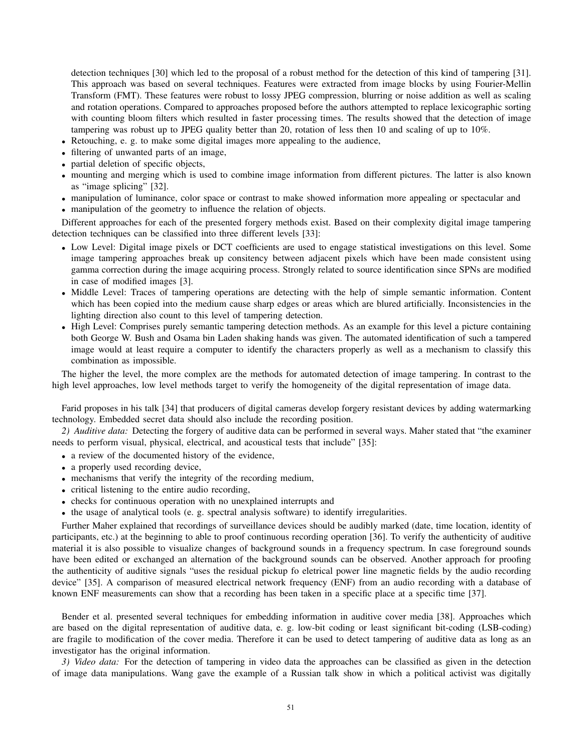detection techniques [30] which led to the proposal of a robust method for the detection of this kind of tampering [31]. This approach was based on several techniques. Features were extracted from image blocks by using Fourier-Mellin Transform (FMT). These features were robust to lossy JPEG compression, blurring or noise addition as well as scaling and rotation operations. Compared to approaches proposed before the authors attempted to replace lexicographic sorting with counting bloom filters which resulted in faster processing times. The results showed that the detection of image tampering was robust up to JPEG quality better than 20, rotation of less then 10 and scaling of up to 10%.

- Retouching, e. g. to make some digital images more appealing to the audience,
- filtering of unwanted parts of an image,
- partial deletion of specific objects,
- mounting and merging which is used to combine image information from different pictures. The latter is also known as "image splicing" [32].
- manipulation of luminance, color space or contrast to make showed information more appealing or spectacular and
- manipulation of the geometry to influence the relation of objects.

Different approaches for each of the presented forgery methods exist. Based on their complexity digital image tampering detection techniques can be classified into three different levels [33]:

- Low Level: Digital image pixels or DCT coefficients are used to engage statistical investigations on this level. Some image tampering approaches break up consitency between adjacent pixels which have been made consistent using gamma correction during the image acquiring process. Strongly related to source identification since SPNs are modified in case of modified images [3].
- Middle Level: Traces of tampering operations are detecting with the help of simple semantic information. Content which has been copied into the medium cause sharp edges or areas which are blured artificially. Inconsistencies in the lighting direction also count to this level of tampering detection.
- High Level: Comprises purely semantic tampering detection methods. As an example for this level a picture containing both George W. Bush and Osama bin Laden shaking hands was given. The automated identification of such a tampered image would at least require a computer to identify the characters properly as well as a mechanism to classify this combination as impossible.

The higher the level, the more complex are the methods for automated detection of image tampering. In contrast to the high level approaches, low level methods target to verify the homogeneity of the digital representation of image data.

Farid proposes in his talk [34] that producers of digital cameras develop forgery resistant devices by adding watermarking technology. Embedded secret data should also include the recording position.

*2) Auditive data:* Detecting the forgery of auditive data can be performed in several ways. Maher stated that "the examiner needs to perform visual, physical, electrical, and acoustical tests that include" [35]:

- a review of the documented history of the evidence,
- a properly used recording device,
- mechanisms that verify the integrity of the recording medium,
- critical listening to the entire audio recording,
- checks for continuous operation with no unexplained interrupts and
- the usage of analytical tools (e. g. spectral analysis software) to identify irregularities.

Further Maher explained that recordings of surveillance devices should be audibly marked (date, time location, identity of participants, etc.) at the beginning to able to proof continuous recording operation [36]. To verify the authenticity of auditive material it is also possible to visualize changes of background sounds in a frequency spectrum. In case foreground sounds have been edited or exchanged an alternation of the background sounds can be observed. Another approach for proofing the authenticity of auditive signals "uses the residual pickup fo eletrical power line magnetic fields by the audio recording device" [35]. A comparison of measured electrical network frequency (ENF) from an audio recording with a database of known ENF measurements can show that a recording has been taken in a specific place at a specific time [37].

Bender et al. presented several techniques for embedding information in auditive cover media [38]. Approaches which are based on the digital representation of auditive data, e. g. low-bit coding or least significant bit-coding (LSB-coding) are fragile to modification of the cover media. Therefore it can be used to detect tampering of auditive data as long as an investigator has the original information.

*3) Video data:* For the detection of tampering in video data the approaches can be classified as given in the detection of image data manipulations. Wang gave the example of a Russian talk show in which a political activist was digitally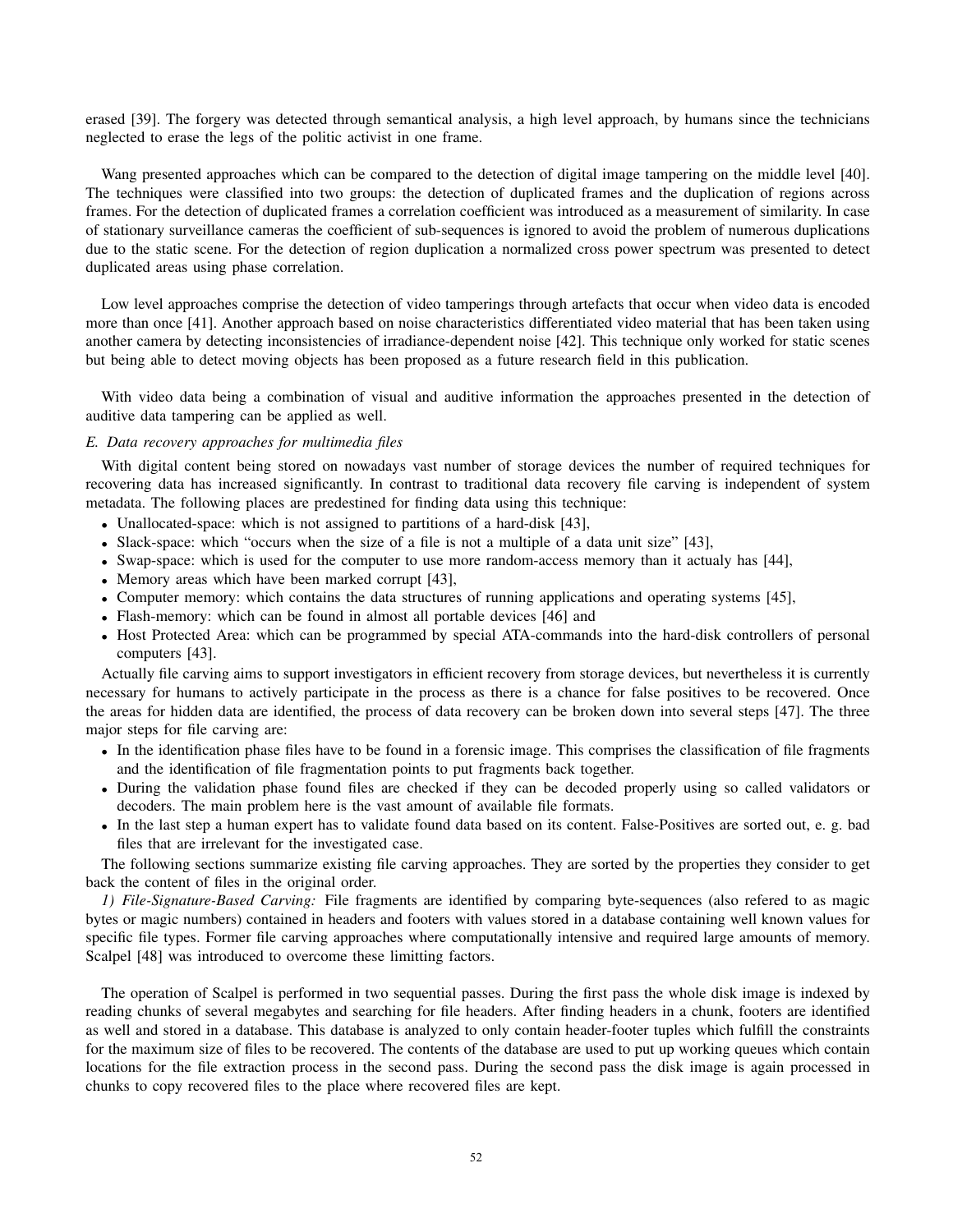erased [39]. The forgery was detected through semantical analysis, a high level approach, by humans since the technicians neglected to erase the legs of the politic activist in one frame.

Wang presented approaches which can be compared to the detection of digital image tampering on the middle level [40]. The techniques were classified into two groups: the detection of duplicated frames and the duplication of regions across frames. For the detection of duplicated frames a correlation coefficient was introduced as a measurement of similarity. In case of stationary surveillance cameras the coefficient of sub-sequences is ignored to avoid the problem of numerous duplications due to the static scene. For the detection of region duplication a normalized cross power spectrum was presented to detect duplicated areas using phase correlation.

Low level approaches comprise the detection of video tamperings through artefacts that occur when video data is encoded more than once [41]. Another approach based on noise characteristics differentiated video material that has been taken using another camera by detecting inconsistencies of irradiance-dependent noise [42]. This technique only worked for static scenes but being able to detect moving objects has been proposed as a future research field in this publication.

With video data being a combination of visual and auditive information the approaches presented in the detection of auditive data tampering can be applied as well.

### *E. Data recovery approaches for multimedia files*

With digital content being stored on nowadays vast number of storage devices the number of required techniques for recovering data has increased significantly. In contrast to traditional data recovery file carving is independent of system metadata. The following places are predestined for finding data using this technique:

- Unallocated-space: which is not assigned to partitions of a hard-disk [43],
- Slack-space: which "occurs when the size of a file is not a multiple of a data unit size" [43],
- Swap-space: which is used for the computer to use more random-access memory than it actualy has [44],
- Memory areas which have been marked corrupt [43],
- Computer memory: which contains the data structures of running applications and operating systems [45],
- Flash-memory: which can be found in almost all portable devices [46] and
- Host Protected Area: which can be programmed by special ATA-commands into the hard-disk controllers of personal computers [43].

Actually file carving aims to support investigators in efficient recovery from storage devices, but nevertheless it is currently necessary for humans to actively participate in the process as there is a chance for false positives to be recovered. Once the areas for hidden data are identified, the process of data recovery can be broken down into several steps [47]. The three major steps for file carving are:

- In the identification phase files have to be found in a forensic image. This comprises the classification of file fragments and the identification of file fragmentation points to put fragments back together.
- During the validation phase found files are checked if they can be decoded properly using so called validators or decoders. The main problem here is the vast amount of available file formats.
- In the last step a human expert has to validate found data based on its content. False-Positives are sorted out, e. g. bad files that are irrelevant for the investigated case.

The following sections summarize existing file carving approaches. They are sorted by the properties they consider to get back the content of files in the original order.

*1) File-Signature-Based Carving:* File fragments are identified by comparing byte-sequences (also refered to as magic bytes or magic numbers) contained in headers and footers with values stored in a database containing well known values for specific file types. Former file carving approaches where computationally intensive and required large amounts of memory. Scalpel [48] was introduced to overcome these limitting factors.

The operation of Scalpel is performed in two sequential passes. During the first pass the whole disk image is indexed by reading chunks of several megabytes and searching for file headers. After finding headers in a chunk, footers are identified as well and stored in a database. This database is analyzed to only contain header-footer tuples which fulfill the constraints for the maximum size of files to be recovered. The contents of the database are used to put up working queues which contain locations for the file extraction process in the second pass. During the second pass the disk image is again processed in chunks to copy recovered files to the place where recovered files are kept.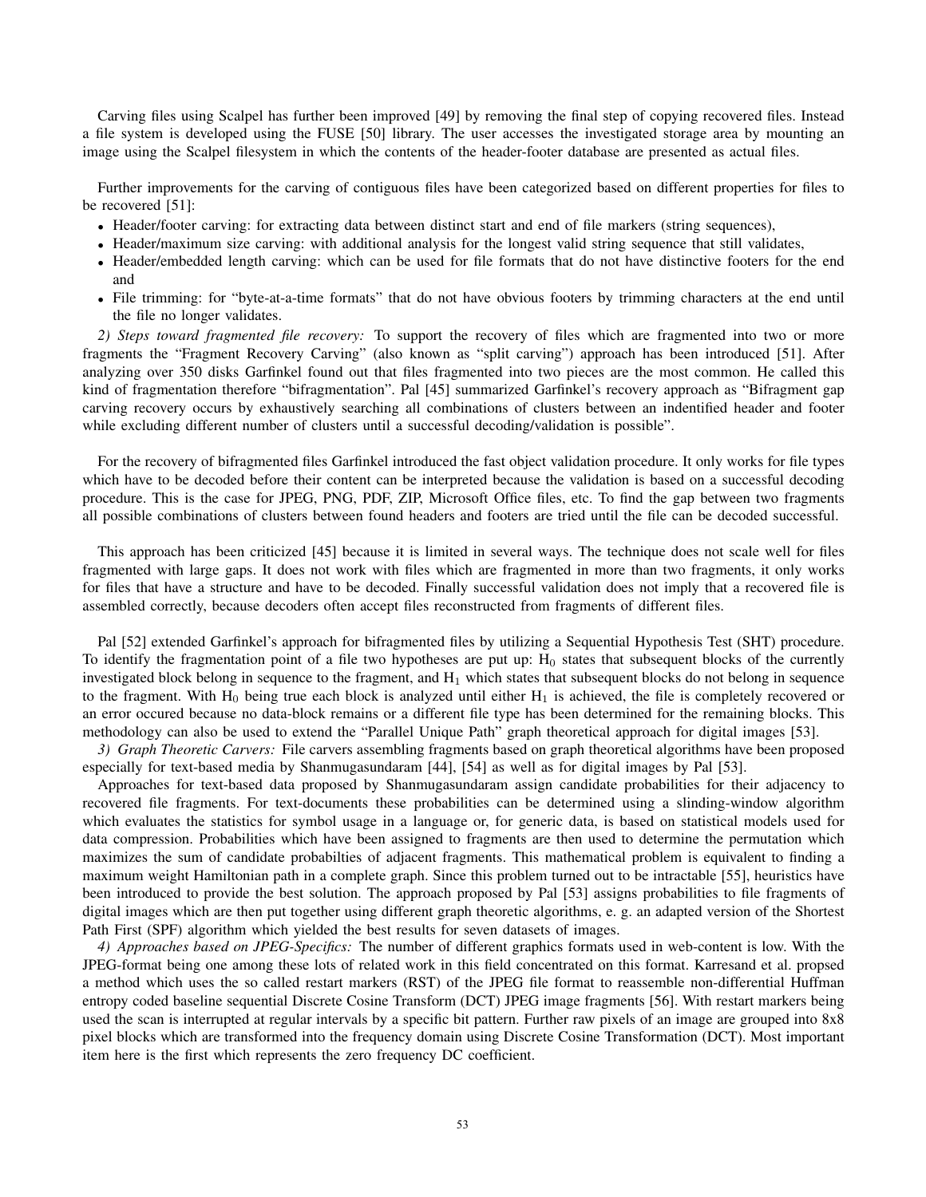Carving files using Scalpel has further been improved [49] by removing the final step of copying recovered files. Instead a file system is developed using the FUSE [50] library. The user accesses the investigated storage area by mounting an image using the Scalpel filesystem in which the contents of the header-footer database are presented as actual files.

Further improvements for the carving of contiguous files have been categorized based on different properties for files to be recovered [51]:

- Header/footer carving: for extracting data between distinct start and end of file markers (string sequences),
- Header/maximum size carving: with additional analysis for the longest valid string sequence that still validates,
- Header/embedded length carving: which can be used for file formats that do not have distinctive footers for the end and
- File trimming: for "byte-at-a-time formats" that do not have obvious footers by trimming characters at the end until the file no longer validates.

*2) Steps toward fragmented file recovery:* To support the recovery of files which are fragmented into two or more fragments the "Fragment Recovery Carving" (also known as "split carving") approach has been introduced [51]. After analyzing over 350 disks Garfinkel found out that files fragmented into two pieces are the most common. He called this kind of fragmentation therefore "bifragmentation". Pal [45] summarized Garfinkel's recovery approach as "Bifragment gap carving recovery occurs by exhaustively searching all combinations of clusters between an indentified header and footer while excluding different number of clusters until a successful decoding/validation is possible".

For the recovery of bifragmented files Garfinkel introduced the fast object validation procedure. It only works for file types which have to be decoded before their content can be interpreted because the validation is based on a successful decoding procedure. This is the case for JPEG, PNG, PDF, ZIP, Microsoft Office files, etc. To find the gap between two fragments all possible combinations of clusters between found headers and footers are tried until the file can be decoded successful.

This approach has been criticized [45] because it is limited in several ways. The technique does not scale well for files fragmented with large gaps. It does not work with files which are fragmented in more than two fragments, it only works for files that have a structure and have to be decoded. Finally successful validation does not imply that a recovered file is assembled correctly, because decoders often accept files reconstructed from fragments of different files.

Pal [52] extended Garfinkel's approach for bifragmented files by utilizing a Sequential Hypothesis Test (SHT) procedure. To identify the fragmentation point of a file two hypotheses are put up: $H_0$ states that subsequent blocks of the currently investigated block belong in sequence to the fragment, and $H_1$ which states that subsequent blocks do not belong in sequence to the fragment. With $H_0$ being true each block is analyzed until either $H_1$ is achieved, the file is completely recovered or an error occured because no data-block remains or a different file type has been determined for the remaining blocks. This methodology can also be used to extend the "Parallel Unique Path" graph theoretical approach for digital images [53].

*3) Graph Theoretic Carvers:* File carvers assembling fragments based on graph theoretical algorithms have been proposed especially for text-based media by Shanmugasundaram [44], [54] as well as for digital images by Pal [53].

Approaches for text-based data proposed by Shanmugasundaram assign candidate probabilities for their adjacency to recovered file fragments. For text-documents these probabilities can be determined using a slinding-window algorithm which evaluates the statistics for symbol usage in a language or, for generic data, is based on statistical models used for data compression. Probabilities which have been assigned to fragments are then used to determine the permutation which maximizes the sum of candidate probabilties of adjacent fragments. This mathematical problem is equivalent to finding a maximum weight Hamiltonian path in a complete graph. Since this problem turned out to be intractable [55], heuristics have been introduced to provide the best solution. The approach proposed by Pal [53] assigns probabilities to file fragments of digital images which are then put together using different graph theoretic algorithms, e. g. an adapted version of the Shortest Path First (SPF) algorithm which yielded the best results for seven datasets of images.

*4) Approaches based on JPEG-Specifics:* The number of different graphics formats used in web-content is low. With the JPEG-format being one among these lots of related work in this field concentrated on this format. Karresand et al. propsed a method which uses the so called restart markers (RST) of the JPEG file format to reassemble non-differential Huffman entropy coded baseline sequential Discrete Cosine Transform (DCT) JPEG image fragments [56]. With restart markers being used the scan is interrupted at regular intervals by a specific bit pattern. Further raw pixels of an image are grouped into 8x8 pixel blocks which are transformed into the frequency domain using Discrete Cosine Transformation (DCT). Most important item here is the first which represents the zero frequency DC coefficient.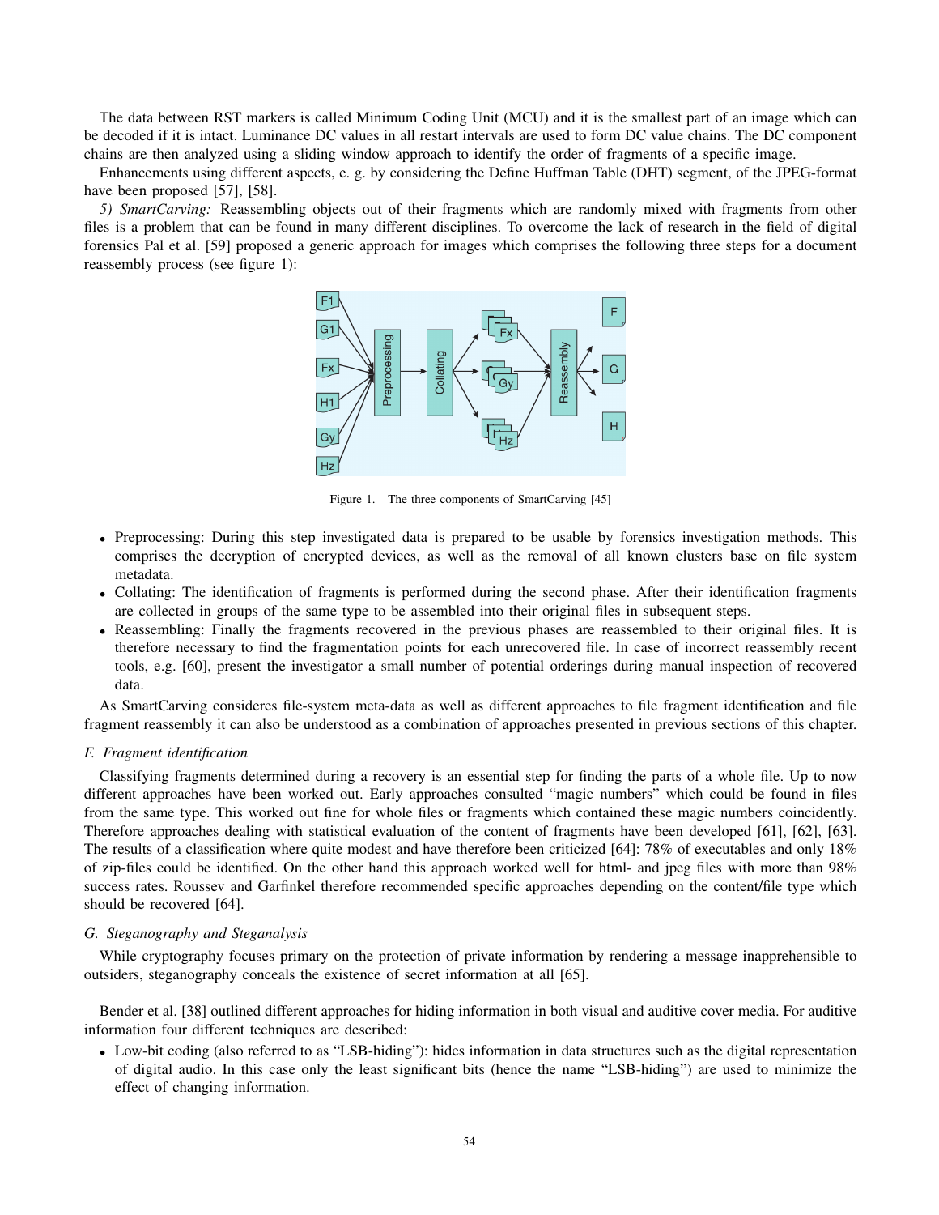The data between RST markers is called Minimum Coding Unit (MCU) and it is the smallest part of an image which can be decoded if it is intact. Luminance DC values in all restart intervals are used to form DC value chains. The DC component chains are then analyzed using a sliding window approach to identify the order of fragments of a specific image.

Enhancements using different aspects, e. g. by considering the Define Huffman Table (DHT) segment, of the JPEG-format have been proposed [57], [58].

*5) SmartCarving:* Reassembling objects out of their fragments which are randomly mixed with fragments from other files is a problem that can be found in many different disciplines. To overcome the lack of research in the field of digital forensics Pal et al. [59] proposed a generic approach for images which comprises the following three steps for a document reassembly process (see figure 1):

Figure 1. The three components of SmartCarving [45]

- Preprocessing: During this step investigated data is prepared to be usable by forensics investigation methods. This comprises the decryption of encrypted devices, as well as the removal of all known clusters base on file system metadata.
- Collating: The identification of fragments is performed during the second phase. After their identification fragments are collected in groups of the same type to be assembled into their original files in subsequent steps.
- Reassembling: Finally the fragments recovered in the previous phases are reassembled to their original files. It is therefore necessary to find the fragmentation points for each unrecovered file. In case of incorrect reassembly recent tools, e.g. [60], present the investigator a small number of potential orderings during manual inspection of recovered data.

As SmartCarving consideres file-system meta-data as well as different approaches to file fragment identification and file fragment reassembly it can also be understood as a combination of approaches presented in previous sections of this chapter.

### *F. Fragment identification*

Classifying fragments determined during a recovery is an essential step for finding the parts of a whole file. Up to now different approaches have been worked out. Early approaches consulted "magic numbers" which could be found in files from the same type. This worked out fine for whole files or fragments which contained these magic numbers coincidently. Therefore approaches dealing with statistical evaluation of the content of fragments have been developed [61], [62], [63]. The results of a classification where quite modest and have therefore been criticized [64]: 78% of executables and only 18% of zip-files could be identified. On the other hand this approach worked well for html- and jpeg files with more than 98% success rates. Roussev and Garfinkel therefore recommended specific approaches depending on the content/file type which should be recovered [64].

### *G. Steganography and Steganalysis*

While cryptography focuses primary on the protection of private information by rendering a message inapprehensible to outsiders, steganography conceals the existence of secret information at all [65].

Bender et al. [38] outlined different approaches for hiding information in both visual and auditive cover media. For auditive information four different techniques are described:

- Low-bit coding (also referred to as "LSB-hiding"): hides information in data structures such as the digital representation of digital audio. In this case only the least significant bits (hence the name "LSB-hiding") are used to minimize the effect of changing information.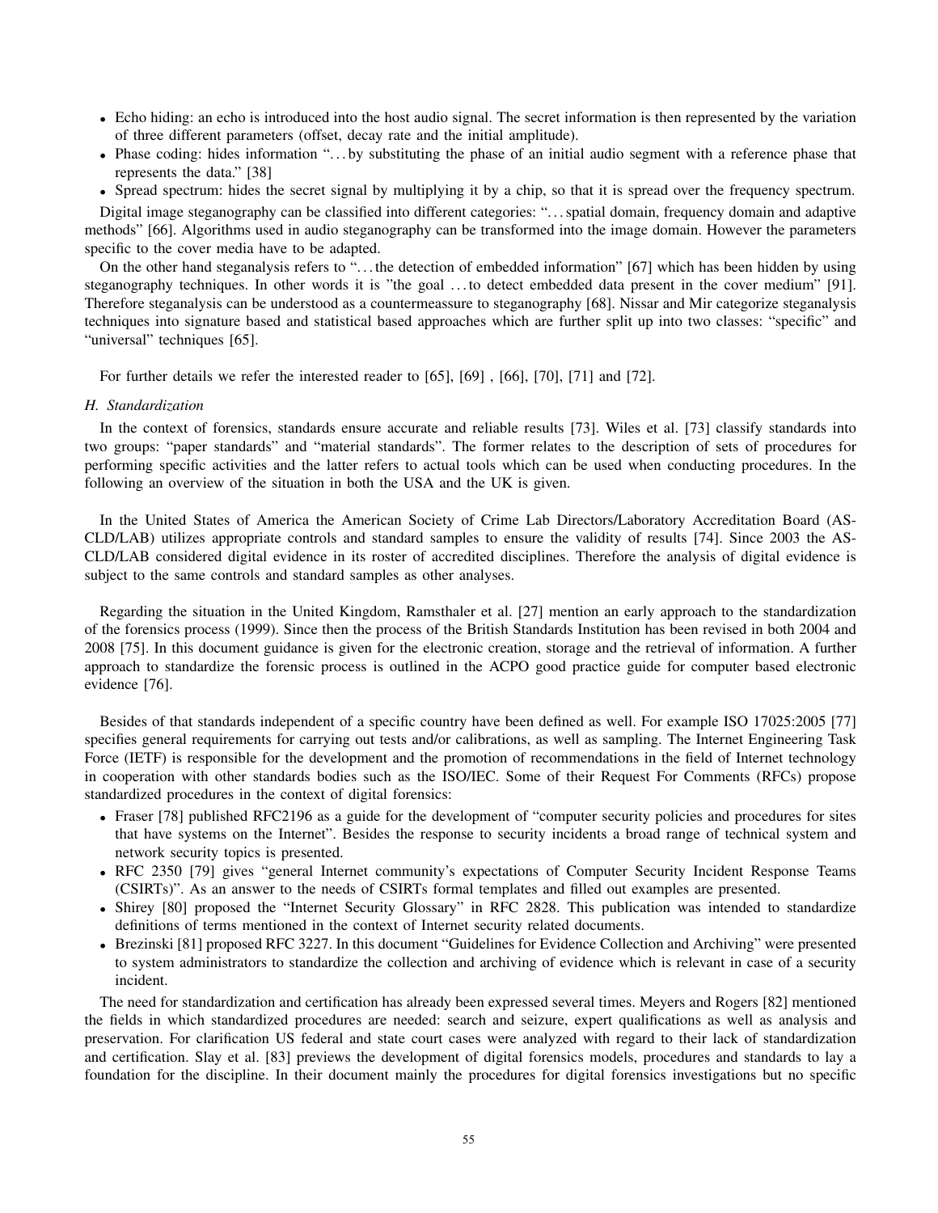- Echo hiding: an echo is introduced into the host audio signal. The secret information is then represented by the variation of three different parameters (offset, decay rate and the initial amplitude).
- Phase coding: hides information "…by substituting the phase of an initial audio segment with a reference phase that represents the data." [38]
- Spread spectrum: hides the secret signal by multiplying it by a chip, so that it is spread over the frequency spectrum.

Digital image steganography can be classified into different categories: "…spatial domain, frequency domain and adaptive methods" [66]. Algorithms used in audio steganography can be transformed into the image domain. However the parameters specific to the cover media have to be adapted.

On the other hand steganalysis refers to "…the detection of embedded information" [67] which has been hidden by using steganography techniques. In other words it is "the goal …to detect embedded data present in the cover medium" [91]. Therefore steganalysis can be understood as a countermeassure to steganography [68]. Nissar and Mir categorize steganalysis techniques into signature based and statistical based approaches which are further split up into two classes: "specific" and "universal" techniques [65].

For further details we refer the interested reader to [65], [69] , [66], [70], [71] and [72].

### *H. Standardization*

In the context of forensics, standards ensure accurate and reliable results [73]. Wiles et al. [73] classify standards into two groups: "paper standards" and "material standards". The former relates to the description of sets of procedures for performing specific activities and the latter refers to actual tools which can be used when conducting procedures. In the following an overview of the situation in both the USA and the UK is given.

In the United States of America the American Society of Crime Lab Directors/Laboratory Accreditation Board (ASCLD/LAB) utilizes appropriate controls and standard samples to ensure the validity of results [74]. Since 2003 the ASCLD/LAB considered digital evidence in its roster of accredited disciplines. Therefore the analysis of digital evidence is subject to the same controls and standard samples as other analyses.

Regarding the situation in the United Kingdom, Ramsthaler et al. [27] mention an early approach to the standardization of the forensics process (1999). Since then the process of the British Standards Institution has been revised in both 2004 and 2008 [75]. In this document guidance is given for the electronic creation, storage and the retrieval of information. A further approach to standardize the forensic process is outlined in the ACPO good practice guide for computer based electronic evidence [76].

Besides of that standards independent of a specific country have been defined as well. For example ISO 17025:2005 [77] specifies general requirements for carrying out tests and/or calibrations, as well as sampling. The Internet Engineering Task Force (IETF) is responsible for the development and the promotion of recommendations in the field of Internet technology in cooperation with other standards bodies such as the ISO/IEC. Some of their Request For Comments (RFCs) propose standardized procedures in the context of digital forensics:

- Fraser [78] published RFC2196 as a guide for the development of "computer security policies and procedures for sites that have systems on the Internet". Besides the response to security incidents a broad range of technical system and network security topics is presented.
- RFC 2350 [79] gives "general Internet community's expectations of Computer Security Incident Response Teams (CSIRTs)". As an answer to the needs of CSIRTs formal templates and filled out examples are presented.
- Shirey [80] proposed the "Internet Security Glossary" in RFC 2828. This publication was intended to standardize definitions of terms mentioned in the context of Internet security related documents.
- Brezinski [81] proposed RFC 3227. In this document "Guidelines for Evidence Collection and Archiving" were presented to system administrators to standardize the collection and archiving of evidence which is relevant in case of a security incident.

The need for standardization and certification has already been expressed several times. Meyers and Rogers [82] mentioned the fields in which standardized procedures are needed: search and seizure, expert qualifications as well as analysis and preservation. For clarification US federal and state court cases were analyzed with regard to their lack of standardization and certification. Slay et al. [83] previews the development of digital forensics models, procedures and standards to lay a foundation for the discipline. In their document mainly the procedures for digital forensics investigations but no specific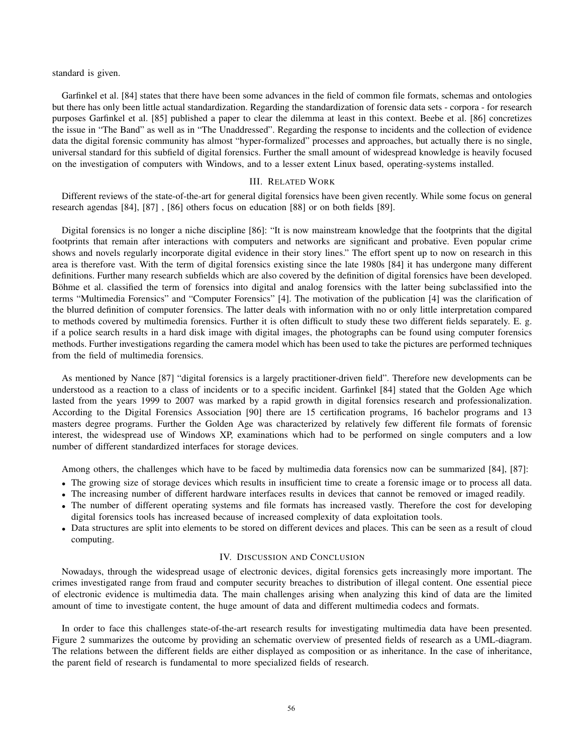standard is given.

Garfinkel et al. [84] states that there have been some advances in the field of common file formats, schemas and ontologies but there has only been little actual standardization. Regarding the standardization of forensic data sets - corpora - for research purposes Garfinkel et al. [85] published a paper to clear the dilemma at least in this context. Beebe et al. [86] concretizes the issue in "The Band" as well as in "The Unaddressed". Regarding the response to incidents and the collection of evidence data the digital forensic community has almost "hyper-formalized" processes and approaches, but actually there is no single, universal standard for this subfield of digital forensics. Further the small amount of widespread knowledge is heavily focused on the investigation of computers with Windows, and to a lesser extent Linux based, operating-systems installed.

## III. Related Work

Different reviews of the state-of-the-art for general digital forensics have been given recently. While some focus on general research agendas [84], [87] , [86] others focus on education [88] or on both fields [89].

Digital forensics is no longer a niche discipline [86]: "It is now mainstream knowledge that the footprints that the digital footprints that remain after interactions with computers and networks are significant and probative. Even popular crime shows and novels regularly incorporate digital evidence in their story lines." The effort spent up to now on research in this area is therefore vast. With the term of digital forensics existing since the late 1980s [84] it has undergone many different definitions. Further many research subfields which are also covered by the definition of digital forensics have been developed. Böhme et al. classified the term of forensics into digital and analog forensics with the latter being subclassified into the terms "Multimedia Forensics" and "Computer Forensics" [4]. The motivation of the publication [4] was the clarification of the blurred definition of computer forensics. The latter deals with information with no or only little interpretation compared to methods covered by multimedia forensics. Further it is often difficult to study these two different fields separately. E. g. if a police search results in a hard disk image with digital images, the photographs can be found using computer forensics methods. Further investigations regarding the camera model which has been used to take the pictures are performed techniques from the field of multimedia forensics.

As mentioned by Nance [87] "digital forensics is a largely practitioner-driven field". Therefore new developments can be understood as a reaction to a class of incidents or to a specific incident. Garfinkel [84] stated that the Golden Age which lasted from the years 1999 to 2007 was marked by a rapid growth in digital forensics research and professionalization. According to the Digital Forensics Association [90] there are 15 certification programs, 16 bachelor programs and 13 masters degree programs. Further the Golden Age was characterized by relatively few different file formats of forensic interest, the widespread use of Windows XP, examinations which had to be performed on single computers and a low number of different standardized interfaces for storage devices.

Among others, the challenges which have to be faced by multimedia data forensics now can be summarized [84], [87]:

- The growing size of storage devices which results in insufficient time to create a forensic image or to process all data.
- The increasing number of different hardware interfaces results in devices that cannot be removed or imaged readily.
- The number of different operating systems and file formats has increased vastly. Therefore the cost for developing digital forensics tools has increased because of increased complexity of data exploitation tools.
- Data structures are split into elements to be stored on different devices and places. This can be seen as a result of cloud computing.

## IV. Discussion and Conclusion

Nowadays, through the widespread usage of electronic devices, digital forensics gets increasingly more important. The crimes investigated range from fraud and computer security breaches to distribution of illegal content. One essential piece of electronic evidence is multimedia data. The main challenges arising when analyzing this kind of data are the limited amount of time to investigate content, the huge amount of data and different multimedia codecs and formats.

In order to face this challenges state-of-the-art research results for investigating multimedia data have been presented. Figure 2 summarizes the outcome by providing an schematic overview of presented fields of research as a UML-diagram. The relations between the different fields are either displayed as composition or as inheritance. In the case of inheritance, the parent field of research is fundamental to more specialized fields of research.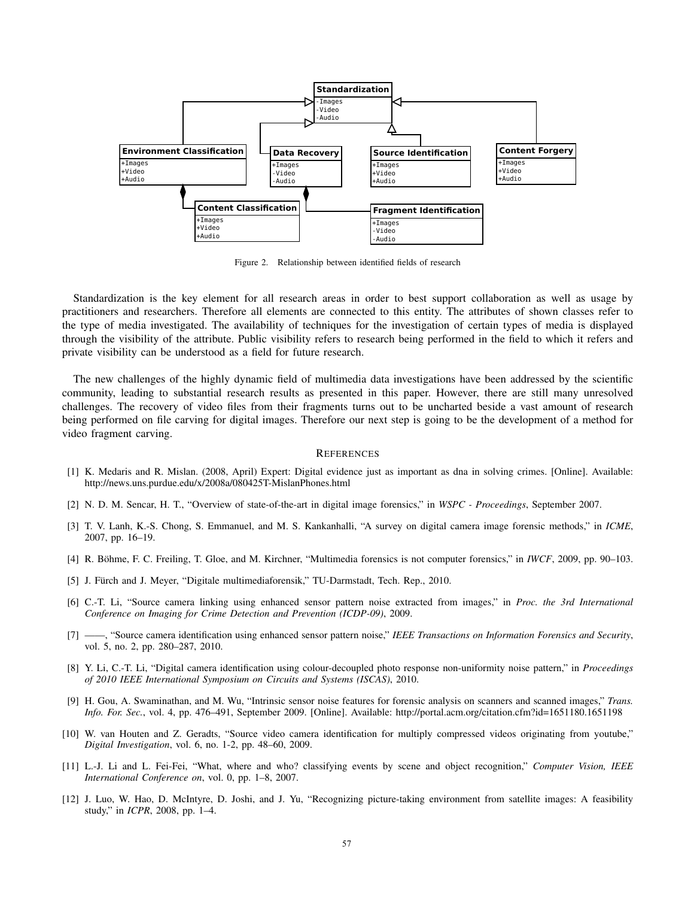Standardization

-Images
-Video
-Audio

Environment Classification

+Images
+Video
+Audio

Data Recovery

+Images
-Video
-Audio

Source Identification

+Images
+Video
+Audio

Content Forgery

+Images
+Video
+Audio

Content Classification

+Images
+Video
+Audio

Fragment Identification

+Images
-Video
-Audio

Figure 2. Relationship between identified fields of research

Standardization is the key element for all research areas in order to best support collaboration as well as usage by practitioners and researchers. Therefore all elements are connected to this entity. The attributes of shown classes refer to the type of media investigated. The availability of techniques for the investigation of certain types of media is displayed through the visibility of the attribute. Public visibility refers to research being performed in the field to which it refers and private visibility can be understood as a field for future research.

The new challenges of the highly dynamic field of multimedia data investigations have been addressed by the scientific community, leading to substantial research results as presented in this paper. However, there are still many unresolved challenges. The recovery of video files from their fragments turns out to be uncharted beside a vast amount of research being performed on file carving for digital images. Therefore our next step is going to be the development of a method for video fragment carving.

## REFERENCES

[1] K. Medaris and R. Mislan. (2008, April) Expert: Digital evidence just as important as dna in solving crimes. [Online]. Available: http://news.uns.purdue.edu/x/2008a/080425T-MislanPhones.html

[2] N. D. M. Sencar, H. T., "Overview of state-of-the-art in digital image forensics," in *WSPC - Proceedings*, September 2007.

[3] T. V. Lanh, K.-S. Chong, S. Emmanuel, and M. S. Kankanhalli, "A survey on digital camera image forensic methods," in *ICME*, 2007, pp. 16–19.

[4] R. Böhme, F. C. Freiling, T. Gloe, and M. Kirchner, "Multimedia forensics is not computer forensics," in *IWCF*, 2009, pp. 90–103.

[5] J. Fürch and J. Meyer, "Digitale multimediaforensik," TU-Darmstadt, Tech. Rep., 2010.

[6] C.-T. Li, "Source camera linking using enhanced sensor pattern noise extracted from images," in *Proc. the 3rd International Conference on Imaging for Crime Detection and Prevention (ICDP-09)*, 2009.

[7] ——, "Source camera identification using enhanced sensor pattern noise," *IEEE Transactions on Information Forensics and Security*, vol. 5, no. 2, pp. 280–287, 2010.

[8] Y. Li, C.-T. Li, "Digital camera identification using colour-decoupled photo response non-uniformity noise pattern," in *Proceedings of 2010 IEEE International Symposium on Circuits and Systems (ISCAS)*, 2010.

[9] H. Gou, A. Swaminathan, and M. Wu, "Intrinsic sensor noise features for forensic analysis on scanners and scanned images," *Trans. Info. For. Sec.*, vol. 4, pp. 476–491, September 2009. [Online]. Available: http://portal.acm.org/citation.cfm?id=1651180.1651198

[10] W. van Houten and Z. Geradts, "Source video camera identification for multiply compressed videos originating from youtube," *Digital Investigation*, vol. 6, no. 1-2, pp. 48–60, 2009.

[11] L.-J. Li and L. Fei-Fei, "What, where and who? classifying events by scene and object recognition," *Computer Vision, IEEE International Conference on*, vol. 0, pp. 1–8, 2007.

[12] J. Luo, W. Hao, D. McIntyre, D. Joshi, and J. Yu, "Recognizing picture-taking environment from satellite images: A feasibility study," in *ICPR*, 2008, pp. 1–4.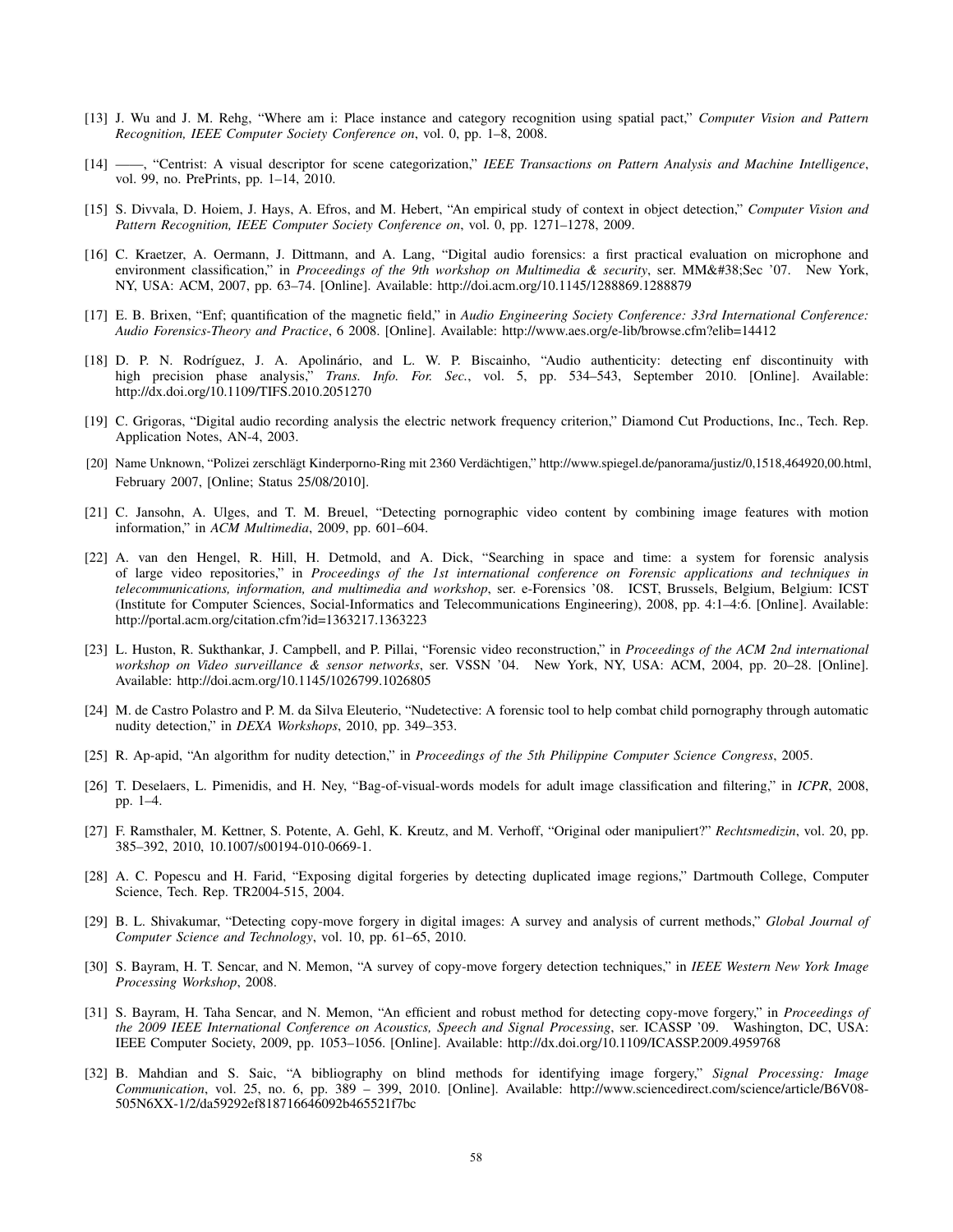[13] J. Wu and J. M. Rehg, "Where am i: Place instance and category recognition using spatial pact," *Computer Vision and Pattern Recognition, IEEE Computer Society Conference on*, vol. 0, pp. 1–8, 2008.

[14] ——, "Centrist: A visual descriptor for scene categorization," *IEEE Transactions on Pattern Analysis and Machine Intelligence*, vol. 99, no. PrePrints, pp. 1–14, 2010.

[15] S. Divvala, D. Hoiem, J. Hays, A. Efros, and M. Hebert, "An empirical study of context in object detection," *Computer Vision and Pattern Recognition, IEEE Computer Society Conference on*, vol. 0, pp. 1271–1278, 2009.

[16] C. Kraetzer, A. Oermann, J. Dittmann, and A. Lang, "Digital audio forensics: a first practical evaluation on microphone and environment classification," in *Proceedings of the 9th workshop on Multimedia & security*, ser. MM&#38;Sec '07. New York, NY, USA: ACM, 2007, pp. 63–74. [Online]. Available: http://doi.acm.org/10.1145/1288869.1288879

[17] E. B. Brixen, "Enf; quantification of the magnetic field," in *Audio Engineering Society Conference: 33rd International Conference: Audio Forensics-Theory and Practice*, 6 2008. [Online]. Available: http://www.aes.org/e-lib/browse.cfm?elib=14412

[18] D. P. N. Rodríguez, J. A. Apolinário, and L. W. P. Biscainho, "Audio authenticity: detecting enf discontinuity with high precision phase analysis," *Trans. Info. For. Sec.*, vol. 5, pp. 534–543, September 2010. [Online]. Available: http://dx.doi.org/10.1109/TIFS.2010.2051270

[19] C. Grigoras, "Digital audio recording analysis the electric network frequency criterion," Diamond Cut Productions, Inc., Tech. Rep. Application Notes, AN-4, 2003.

[20] Name Unknown, "Polizei zerschlägt Kinderporno-Ring mit 2360 Verdächtigen," http://www.spiegel.de/panorama/justiz/0,1518,464920,00.html, February 2007, [Online; Status 25/08/2010].

[21] C. Jansohn, A. Ulges, and T. M. Breuel, "Detecting pornographic video content by combining image features with motion information," in *ACM Multimedia*, 2009, pp. 601–604.

[22] A. van den Hengel, R. Hill, H. Detmold, and A. Dick, "Searching in space and time: a system for forensic analysis of large video repositories," in *Proceedings of the 1st international conference on Forensic applications and techniques in telecommunications, information, and multimedia and workshop*, ser. e-Forensics '08. ICST, Brussels, Belgium, Belgium: ICST (Institute for Computer Sciences, Social-Informatics and Telecommunications Engineering), 2008, pp. 4:1–4:6. [Online]. Available: http://portal.acm.org/citation.cfm?id=1363217.1363223

[23] L. Huston, R. Sukthankar, J. Campbell, and P. Pillai, "Forensic video reconstruction," in *Proceedings of the ACM 2nd international workshop on Video surveillance & sensor networks*, ser. VSSN '04. New York, NY, USA: ACM, 2004, pp. 20–28. [Online]. Available: http://doi.acm.org/10.1145/1026799.1026805

[24] M. de Castro Polastro and P. M. da Silva Eleuterio, "Nudetective: A forensic tool to help combat child pornography through automatic nudity detection," in *DEXA Workshops*, 2010, pp. 349–353.

[25] R. Ap-apid, "An algorithm for nudity detection," in *Proceedings of the 5th Philippine Computer Science Congress*, 2005.

[26] T. Deselaers, L. Pimenidis, and H. Ney, "Bag-of-visual-words models for adult image classification and filtering," in *ICPR*, 2008, pp. 1–4.

[27] F. Ramsthaler, M. Kettner, S. Potente, A. Gehl, K. Kreutz, and M. Verhoff, "Original oder manipuliert?" *Rechtsmedizin*, vol. 20, pp. 385–392, 2010, 10.1007/s00194-010-0669-1.

[28] A. C. Popescu and H. Farid, "Exposing digital forgeries by detecting duplicated image regions," Dartmouth College, Computer Science, Tech. Rep. TR2004-515, 2004.

[29] B. L. Shivakumar, "Detecting copy-move forgery in digital images: A survey and analysis of current methods," *Global Journal of Computer Science and Technology*, vol. 10, pp. 61–65, 2010.

[30] S. Bayram, H. T. Sencar, and N. Memon, "A survey of copy-move forgery detection techniques," in *IEEE Western New York Image Processing Workshop*, 2008.

[31] S. Bayram, H. Taha Sencar, and N. Memon, "An efficient and robust method for detecting copy-move forgery," in *Proceedings of the 2009 IEEE International Conference on Acoustics, Speech and Signal Processing*, ser. ICASSP '09. Washington, DC, USA: IEEE Computer Society, 2009, pp. 1053–1056. [Online]. Available: http://dx.doi.org/10.1109/ICASSP.2009.4959768

[32] B. Mahdian and S. Saic, "A bibliography on blind methods for identifying image forgery," *Signal Processing: Image Communication*, vol. 25, no. 6, pp. 389 – 399, 2010. [Online]. Available: http://www.sciencedirect.com/science/article/B6V08-505N6XX-1/2/da59292ef818716646092b465521f7bc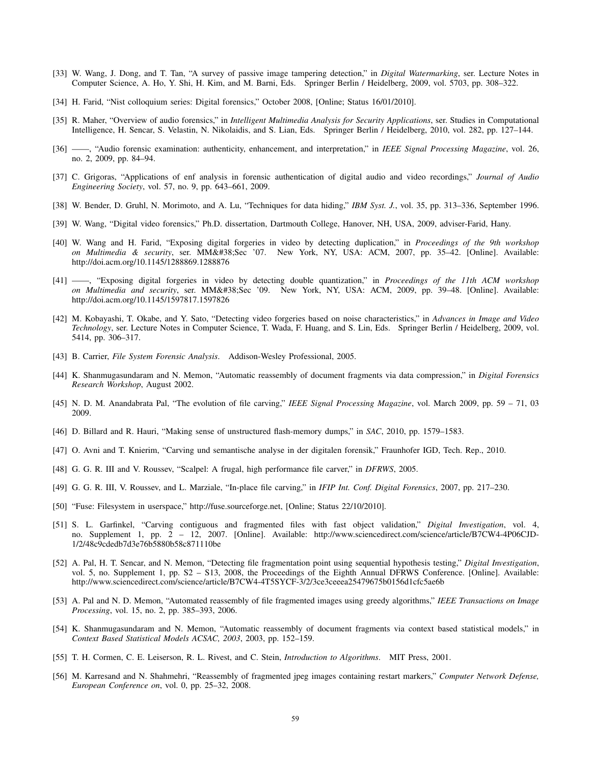[33] W. Wang, J. Dong, and T. Tan, "A survey of passive image tampering detection," in *Digital Watermarking*, ser. Lecture Notes in Computer Science, A. Ho, Y. Shi, H. Kim, and M. Barni, Eds. Springer Berlin / Heidelberg, 2009, vol. 5703, pp. 308–322.

[34] H. Farid, "Nist colloquium series: Digital forensics," October 2008, [Online; Status 16/01/2010].

[35] R. Maher, "Overview of audio forensics," in *Intelligent Multimedia Analysis for Security Applications*, ser. Studies in Computational Intelligence, H. Sencar, S. Velastin, N. Nikolaidis, and S. Lian, Eds. Springer Berlin / Heidelberg, 2010, vol. 282, pp. 127–144.

[36] ——, "Audio forensic examination: authenticity, enhancement, and interpretation," in *IEEE Signal Processing Magazine*, vol. 26, no. 2, 2009, pp. 84–94.

[37] C. Grigoras, "Applications of enf analysis in forensic authentication of digital audio and video recordings," *Journal of Audio Engineering Society*, vol. 57, no. 9, pp. 643–661, 2009.

[38] W. Bender, D. Gruhl, N. Morimoto, and A. Lu, "Techniques for data hiding," *IBM Syst. J.*, vol. 35, pp. 313–336, September 1996.

[39] W. Wang, "Digital video forensics," Ph.D. dissertation, Dartmouth College, Hanover, NH, USA, 2009, adviser-Farid, Hany.

[40] W. Wang and H. Farid, "Exposing digital forgeries in video by detecting duplication," in *Proceedings of the 9th workshop on Multimedia & security*, ser. MM&#38;Sec '07. New York, NY, USA: ACM, 2007, pp. 35–42. [Online]. Available: http://doi.acm.org/10.1145/1288869.1288876

[41] ——, "Exposing digital forgeries in video by detecting double quantization," in *Proceedings of the 11th ACM workshop on Multimedia and security*, ser. MM&#38;Sec '09. New York, NY, USA: ACM, 2009, pp. 39–48. [Online]. Available: http://doi.acm.org/10.1145/1597817.1597826

[42] M. Kobayashi, T. Okabe, and Y. Sato, "Detecting video forgeries based on noise characteristics," in *Advances in Image and Video Technology*, ser. Lecture Notes in Computer Science, T. Wada, F. Huang, and S. Lin, Eds. Springer Berlin / Heidelberg, 2009, vol. 5414, pp. 306–317.

[43] B. Carrier, *File System Forensic Analysis*. Addison-Wesley Professional, 2005.

[44] K. Shanmugasundaram and N. Memon, "Automatic reassembly of document fragments via data compression," in *Digital Forensics Research Workshop*, August 2002.

[45] N. D. M. Anandabrata Pal, "The evolution of file carving," *IEEE Signal Processing Magazine*, vol. March 2009, pp. 59 – 71, 03 2009.

[46] D. Billard and R. Hauri, "Making sense of unstructured flash-memory dumps," in *SAC*, 2010, pp. 1579–1583.

[47] O. Avni and T. Knierim, "Carving und semantische analyse in der digitalen forensik," Fraunhofer IGD, Tech. Rep., 2010.

[48] G. G. R. III and V. Roussev, "Scalpel: A frugal, high performance file carver," in *DFRWS*, 2005.

[49] G. G. R. III, V. Roussev, and L. Marziale, "In-place file carving," in *IFIP Int. Conf. Digital Forensics*, 2007, pp. 217–230.

[50] "Fuse: Filesystem in userspace," http://fuse.sourceforge.net, [Online; Status 22/10/2010].

[51] S. L. Garfinkel, "Carving contiguous and fragmented files with fast object validation," *Digital Investigation*, vol. 4, no. Supplement 1, pp. 2 – 12, 2007. [Online]. Available: http://www.sciencedirect.com/science/article/B7CW4-4P06CJD-1/2/48c9cdedb7d3e76b5880b58c871110be

[52] A. Pal, H. T. Sencar, and N. Memon, "Detecting file fragmentation point using sequential hypothesis testing," *Digital Investigation*, vol. 5, no. Supplement 1, pp. S2 – S13, 2008, the Proceedings of the Eighth Annual DFRWS Conference. [Online]. Available: http://www.sciencedirect.com/science/article/B7CW4-4T5SYCF-3/2/3ce3ceeea25479675b0156d1cfc5ae6b

[53] A. Pal and N. D. Memon, "Automated reassembly of file fragmented images using greedy algorithms," *IEEE Transactions on Image Processing*, vol. 15, no. 2, pp. 385–393, 2006.

[54] K. Shanmugasundaram and N. Memon, "Automatic reassembly of document fragments via context based statistical models," in *Context Based Statistical Models ACSAC, 2003*, 2003, pp. 152–159.

[55] T. H. Cormen, C. E. Leiserson, R. L. Rivest, and C. Stein, *Introduction to Algorithms*. MIT Press, 2001.

[56] M. Karresand and N. Shahmehri, "Reassembly of fragmented jpeg images containing restart markers," *Computer Network Defense, European Conference on*, vol. 0, pp. 25–32, 2008.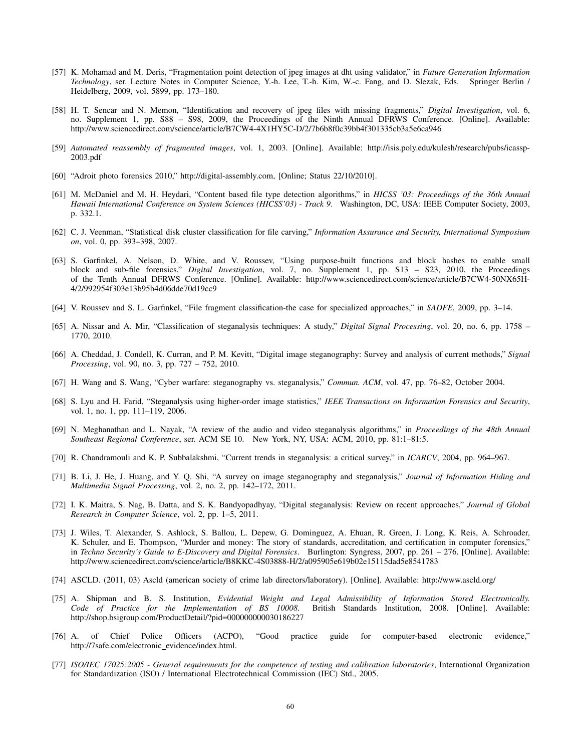[57] K. Mohamad and M. Deris, "Fragmentation point detection of jpeg images at dht using validator," in *Future Generation Information Technology*, ser. Lecture Notes in Computer Science, Y.-h. Lee, T.-h. Kim, W.-c. Fang, and D. Slezak, Eds. Springer Berlin / Heidelberg, 2009, vol. 5899, pp. 173–180.

[58] H. T. Sencar and N. Memon, "Identification and recovery of jpeg files with missing fragments," *Digital Investigation*, vol. 6, no. Supplement 1, pp. S88 – S98, 2009, the Proceedings of the Ninth Annual DFRWS Conference. [Online]. Available: http://www.sciencedirect.com/science/article/B7CW4-4X1HY5C-D/2/7b6b8f0c39bb4f301335cb3a5e6ca946

[59] *Automated reassembly of fragmented images*, vol. 1, 2003. [Online]. Available: http://isis.poly.edu/kulesh/research/pubs/icassp-2003.pdf

[60] "Adroit photo forensics 2010," http://digital-assembly.com, [Online; Status 22/10/2010].

[61] M. McDaniel and M. H. Heydari, "Content based file type detection algorithms," in *HICSS '03: Proceedings of the 36th Annual Hawaii International Conference on System Sciences (HICSS'03) - Track 9*. Washington, DC, USA: IEEE Computer Society, 2003, p. 332.1.

[62] C. J. Veenman, "Statistical disk cluster classification for file carving," *Information Assurance and Security, International Symposium on*, vol. 0, pp. 393–398, 2007.

[63] S. Garfinkel, A. Nelson, D. White, and V. Roussev, "Using purpose-built functions and block hashes to enable small block and sub-file forensics," *Digital Investigation*, vol. 7, no. Supplement 1, pp. S13 – S23, 2010, the Proceedings of the Tenth Annual DFRWS Conference. [Online]. Available: http://www.sciencedirect.com/science/article/B7CW4-50NX65H-4/2/992954f303e13b95b4d06dde70d19cc9

[64] V. Roussev and S. L. Garfinkel, "File fragment classification-the case for specialized approaches," in *SADFE*, 2009, pp. 3–14.

[65] A. Nissar and A. Mir, "Classification of steganalysis techniques: A study," *Digital Signal Processing*, vol. 20, no. 6, pp. 1758 – 1770, 2010.

[66] A. Cheddad, J. Condell, K. Curran, and P. M. Kevitt, "Digital image steganography: Survey and analysis of current methods," *Signal Processing*, vol. 90, no. 3, pp. 727 – 752, 2010.

[67] H. Wang and S. Wang, "Cyber warfare: steganography vs. steganalysis," *Commun. ACM*, vol. 47, pp. 76–82, October 2004.

[68] S. Lyu and H. Farid, "Steganalysis using higher-order image statistics," *IEEE Transactions on Information Forensics and Security*, vol. 1, no. 1, pp. 111–119, 2006.

[69] N. Meghanathan and L. Nayak, "A review of the audio and video steganalysis algorithms," in *Proceedings of the 48th Annual Southeast Regional Conference*, ser. ACM SE 10. New York, NY, USA: ACM, 2010, pp. 81:1–81:5.

[70] R. Chandramouli and K. P. Subbalakshmi, "Current trends in steganalysis: a critical survey," in *ICARCV*, 2004, pp. 964–967.

[71] B. Li, J. He, J. Huang, and Y. Q. Shi, "A survey on image steganography and steganalysis," *Journal of Information Hiding and Multimedia Signal Processing*, vol. 2, no. 2, pp. 142–172, 2011.

[72] I. K. Maitra, S. Nag, B. Datta, and S. K. Bandyopadhyay, "Digital steganalysis: Review on recent approaches," *Journal of Global Research in Computer Science*, vol. 2, pp. 1–5, 2011.

[73] J. Wiles, T. Alexander, S. Ashlock, S. Ballou, L. Depew, G. Dominguez, A. Ehuan, R. Green, J. Long, K. Reis, A. Schroader, K. Schuler, and E. Thompson, "Murder and money: The story of standards, accreditation, and certification in computer forensics," in *Techno Security's Guide to E-Discovery and Digital Forensics*. Burlington: Syngress, 2007, pp. 261 – 276. [Online]. Available: http://www.sciencedirect.com/science/article/B8KKC-4S03888-H/2/a095905e619b02e15115dad5e8541783

[74] ASCLD. (2011, 03) Ascld (american society of crime lab directors/laboratory). [Online]. Available: http://www.ascld.org/

[75] A. Shipman and B. S. Institution, *Evidential Weight and Legal Admissibility of Information Stored Electronically. Code of Practice for the Implementation of BS 10008.* British Standards Institution, 2008. [Online]. Available: http://shop.bsigroup.com/ProductDetail/?pid=000000000030186227

[76] A. of Chief Police Officers (ACPO), "Good practice guide for computer-based electronic evidence," http://7safe.com/electronic_evidence/index.html.

[77] *ISO/IEC 17025:2005 - General requirements for the competence of testing and calibration laboratories*, International Organization for Standardization (ISO) / International Electrotechnical Commission (IEC) Std., 2005.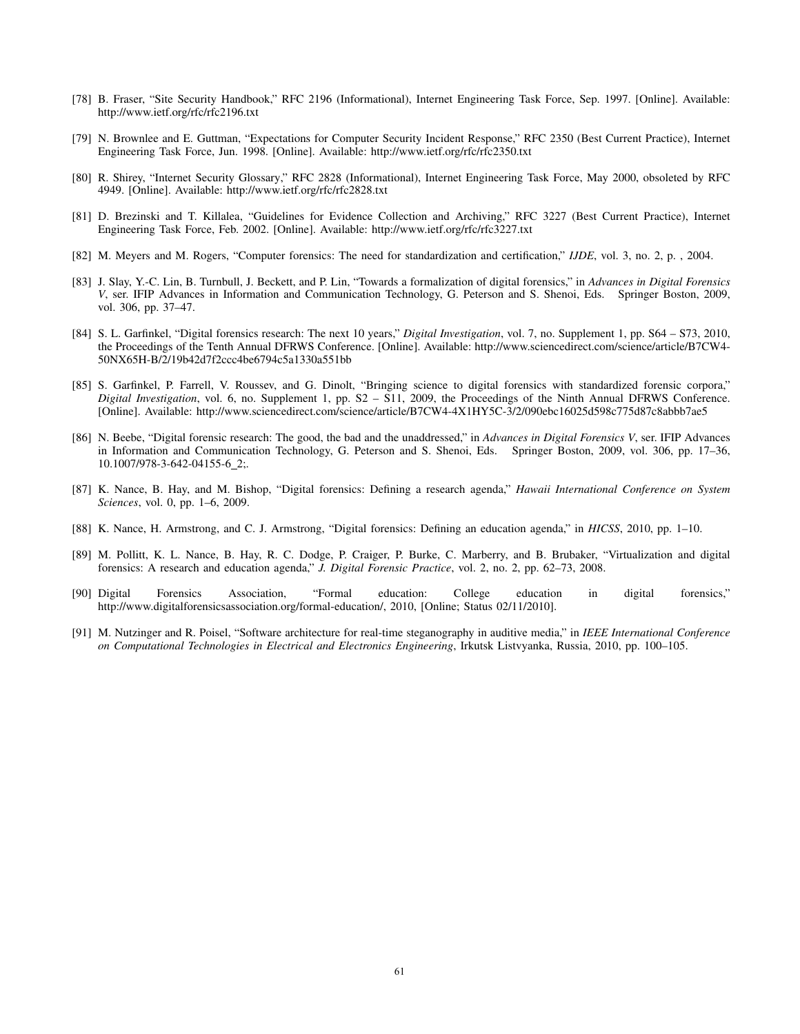[78] B. Fraser, "Site Security Handbook," RFC 2196 (Informational), Internet Engineering Task Force, Sep. 1997. [Online]. Available: http://www.ietf.org/rfc/rfc2196.txt

[79] N. Brownlee and E. Guttman, "Expectations for Computer Security Incident Response," RFC 2350 (Best Current Practice), Internet Engineering Task Force, Jun. 1998. [Online]. Available: http://www.ietf.org/rfc/rfc2350.txt

[80] R. Shirey, "Internet Security Glossary," RFC 2828 (Informational), Internet Engineering Task Force, May 2000, obsoleted by RFC 4949. [Online]. Available: http://www.ietf.org/rfc/rfc2828.txt

[81] D. Brezinski and T. Killalea, "Guidelines for Evidence Collection and Archiving," RFC 3227 (Best Current Practice), Internet Engineering Task Force, Feb. 2002. [Online]. Available: http://www.ietf.org/rfc/rfc3227.txt

[82] M. Meyers and M. Rogers, "Computer forensics: The need for standardization and certification," *IJDE*, vol. 3, no. 2, p. , 2004.

[83] J. Slay, Y.-C. Lin, B. Turnbull, J. Beckett, and P. Lin, "Towards a formalization of digital forensics," in *Advances in Digital Forensics V*, ser. IFIP Advances in Information and Communication Technology, G. Peterson and S. Shenoi, Eds. Springer Boston, 2009, vol. 306, pp. 37–47.

[84] S. L. Garfinkel, "Digital forensics research: The next 10 years," *Digital Investigation*, vol. 7, no. Supplement 1, pp. S64 – S73, 2010, the Proceedings of the Tenth Annual DFRWS Conference. [Online]. Available: http://www.sciencedirect.com/science/article/B7CW4-50NX65H-B/2/19b42d7f2ccc4be6794c5a1330a551bb

[85] S. Garfinkel, P. Farrell, V. Roussev, and G. Dinolt, "Bringing science to digital forensics with standardized forensic corpora," *Digital Investigation*, vol. 6, no. Supplement 1, pp. S2 – S11, 2009, the Proceedings of the Ninth Annual DFRWS Conference. [Online]. Available: http://www.sciencedirect.com/science/article/B7CW4-4X1HY5C-3/2/090ebc16025d598c775d87c8abbb7ae5

[86] N. Beebe, "Digital forensic research: The good, the bad and the unaddressed," in *Advances in Digital Forensics V*, ser. IFIP Advances in Information and Communication Technology, G. Peterson and S. Shenoi, Eds. Springer Boston, 2009, vol. 306, pp. 17–36, 10.1007/978-3-642-04155-6_2;.

[87] K. Nance, B. Hay, and M. Bishop, "Digital forensics: Defining a research agenda," *Hawaii International Conference on System Sciences*, vol. 0, pp. 1–6, 2009.

[88] K. Nance, H. Armstrong, and C. J. Armstrong, "Digital forensics: Defining an education agenda," in *HICSS*, 2010, pp. 1–10.

[89] M. Pollitt, K. L. Nance, B. Hay, R. C. Dodge, P. Craiger, P. Burke, C. Marberry, and B. Brubaker, "Virtualization and digital forensics: A research and education agenda," *J. Digital Forensic Practice*, vol. 2, no. 2, pp. 62–73, 2008.

[90] Digital Forensics Association, "Formal education: College education in digital forensics," http://www.digitalforensicsassociation.org/formal-education/, 2010, [Online; Status 02/11/2010].

[91] M. Nutzinger and R. Poisel, "Software architecture for real-time steganography in auditive media," in *IEEE International Conference on Computational Technologies in Electrical and Electronics Engineering*, Irkutsk Listvyanka, Russia, 2010, pp. 100–105.